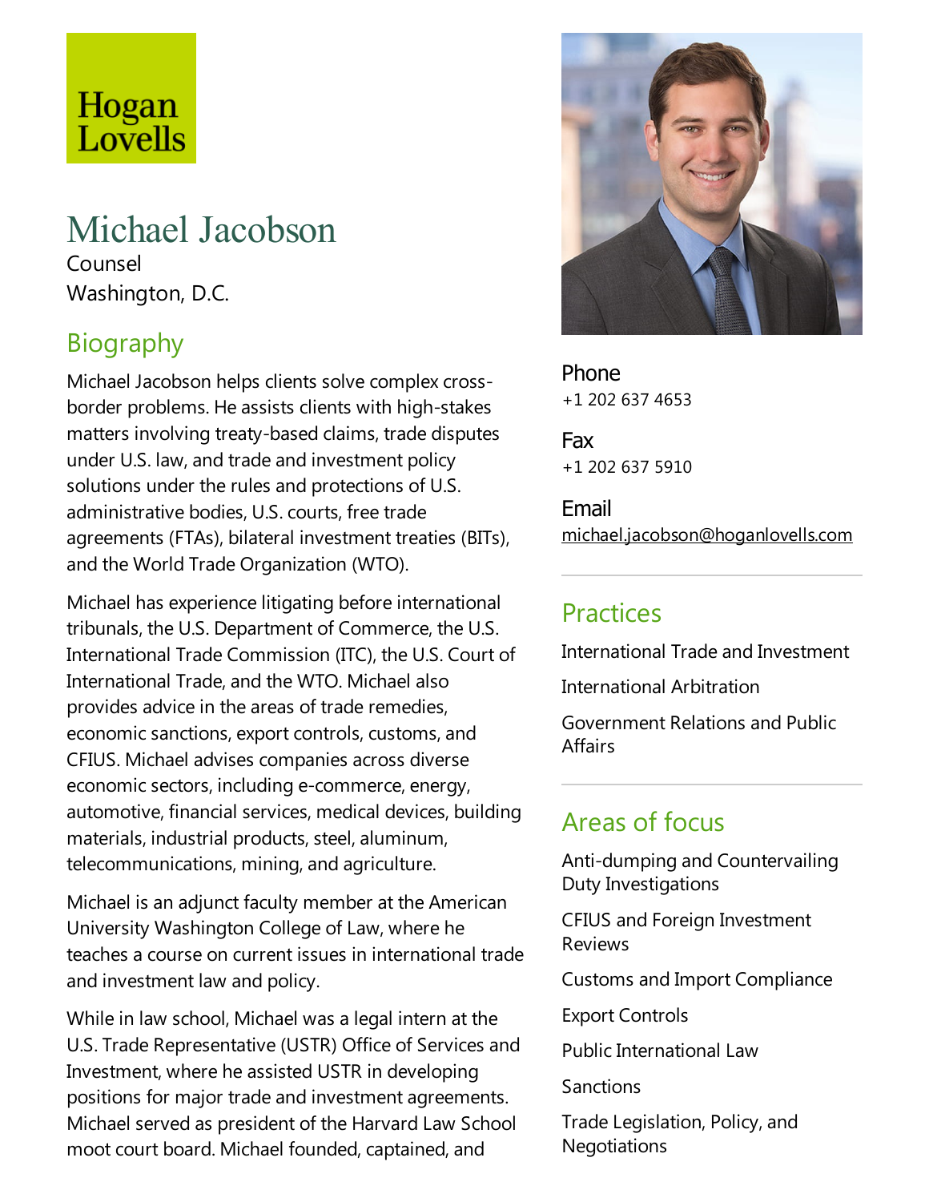Hogan Lovells

# Michael Jacobson

Counsel

Washington, D.C.

## Biography

Michael Jacobson helps clients solve complex cross-border problems. He assists clients with high-stakes matters involving treaty-based claims, trade disputes under U.S. law, and trade and investment policy solutions under the rules and protections of U.S. administrative bodies, U.S. courts, free trade agreements (FTAs), bilateral investment treaties (BITs), and the World Trade Organization (WTO).

Michael has experience litigating before international tribunals, the U.S. Department of Commerce, the U.S. International Trade Commission (ITC), the U.S. Court of International Trade, and the WTO. Michael also provides advice in the areas of trade remedies, economic sanctions, export controls, customs, and CFIUS. Michael advises companies across diverse economic sectors, including e-commerce, energy, automotive, financial services, medical devices, building materials, industrial products, steel, aluminum, telecommunications, mining, and agriculture.

Michael is an adjunct faculty member at the American University Washington College of Law, where he teaches a course on current issues in international trade and investment law and policy.

While in law school, Michael was a legal intern at the U.S. Trade Representative (USTR) Office of Services and Investment, where he assisted USTR in developing positions for major trade and investment agreements. Michael served as president of the Harvard Law School moot court board. Michael founded, captained, and

**Phone**
+1 202 637 4653

**Fax**
+1 202 637 5910

**Email**
michael.jacobson@hoganlovells.com

## Practices

International Trade and Investment

International Arbitration

Government Relations and Public Affairs

## Areas of focus

Anti-dumping and Countervailing Duty Investigations

CFIUS and Foreign Investment Reviews

Customs and Import Compliance

Export Controls

Public International Law

Sanctions

Trade Legislation, Policy, and Negotiations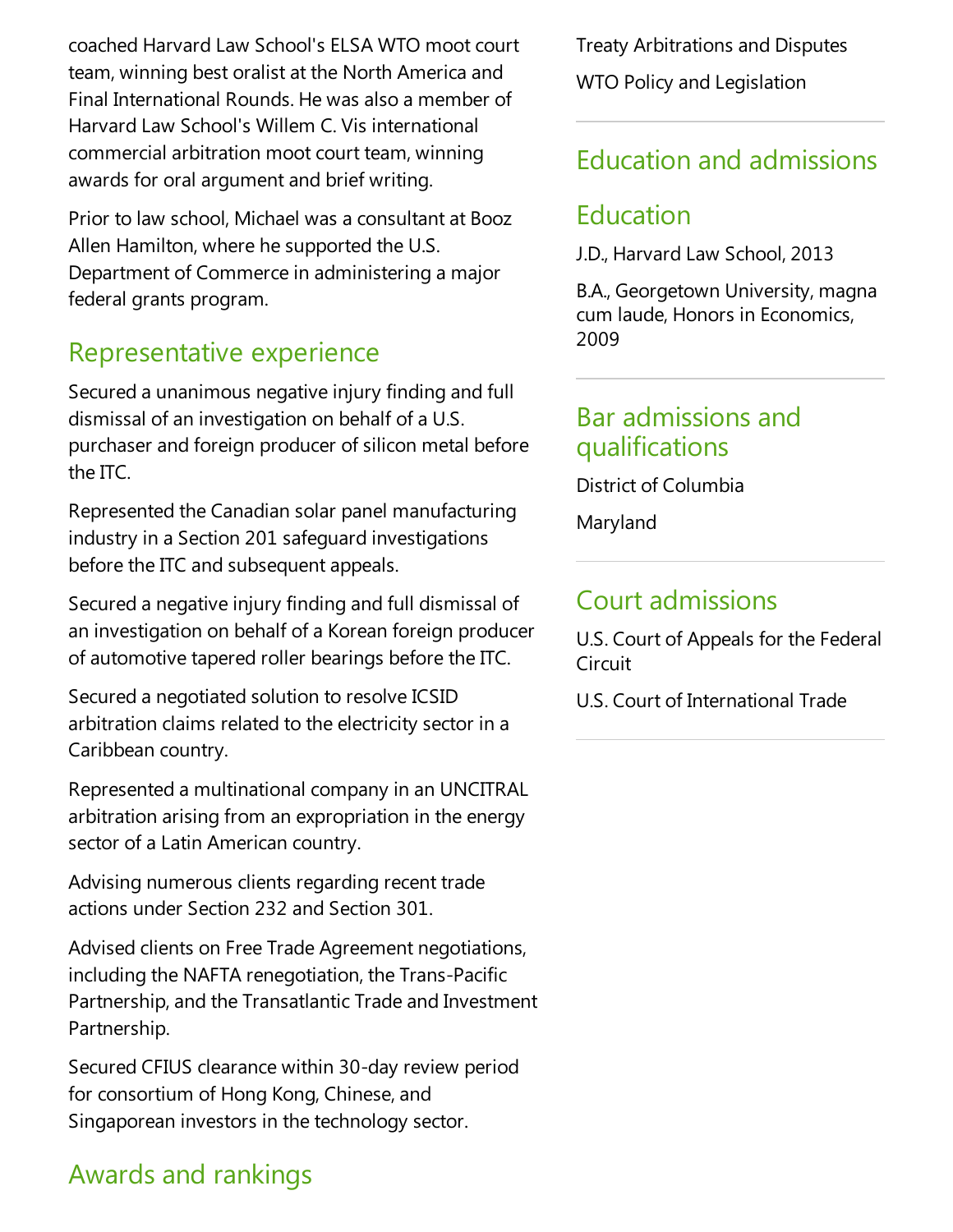coached Harvard Law School's ELSA WTO moot court team, winning best oralist at the North America and Final International Rounds. He was also a member of Harvard Law School's Willem C. Vis international commercial arbitration moot court team, winning awards for oral argument and brief writing.

Prior to law school, Michael was a consultant at Booz Allen Hamilton, where he supported the U.S. Department of Commerce in administering a major federal grants program.

## Representative experience

Secured a unanimous negative injury finding and full dismissal of an investigation on behalf of a U.S. purchaser and foreign producer of silicon metal before the ITC.

Represented the Canadian solar panel manufacturing industry in a Section 201 safeguard investigations before the ITC and subsequent appeals.

Secured a negative injury finding and full dismissal of an investigation on behalf of a Korean foreign producer of automotive tapered roller bearings before the ITC.

Secured a negotiated solution to resolve ICSID arbitration claims related to the electricity sector in a Caribbean country.

Represented a multinational company in an UNCITRAL arbitration arising from an expropriation in the energy sector of a Latin American country.

Advising numerous clients regarding recent trade actions under Section 232 and Section 301.

Advised clients on Free Trade Agreement negotiations, including the NAFTA renegotiation, the Trans-Pacific Partnership, and the Transatlantic Trade and Investment Partnership.

Secured CFIUS clearance within 30-day review period for consortium of Hong Kong, Chinese, and Singaporean investors in the technology sector.

## Awards and rankings

Treaty Arbitrations and Disputes

WTO Policy and Legislation

## Education and admissions

### Education

J.D., Harvard Law School, 2013

B.A., Georgetown University, magna cum laude, Honors in Economics, 2009

### Bar admissions and qualifications

District of Columbia

Maryland

### Court admissions

U.S. Court of Appeals for the Federal Circuit

U.S. Court of International Trade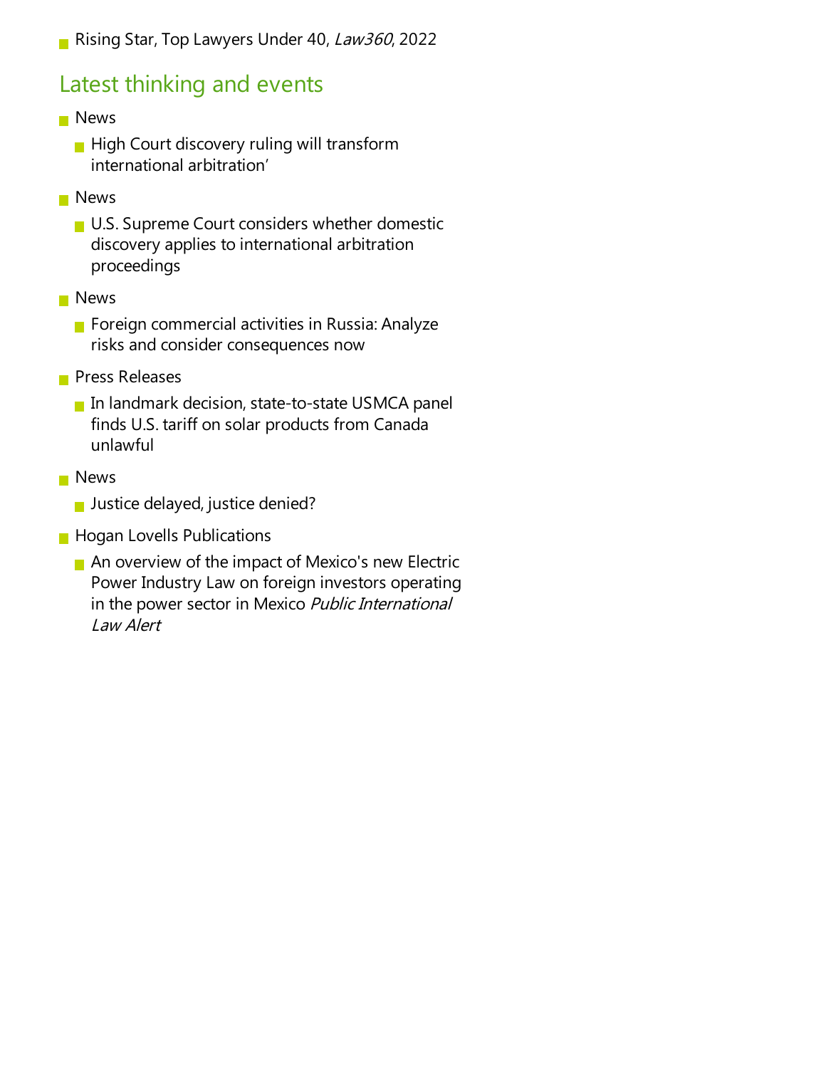- Rising Star, Top Lawyers Under 40, *Law360*, 2022

## Latest thinking and events

- News
  - High Court discovery ruling will transform international arbitration’
- News
  - U.S. Supreme Court considers whether domestic discovery applies to international arbitration proceedings
- News
  - Foreign commercial activities in Russia: Analyze risks and consider consequences now
- Press Releases
  - In landmark decision, state-to-state USMCA panel finds U.S. tariff on solar products from Canada unlawful
- News
  - Justice delayed, justice denied?
- Hogan Lovells Publications
  - An overview of the impact of Mexico's new Electric Power Industry Law on foreign investors operating in the power sector in Mexico *Public International Law Alert*